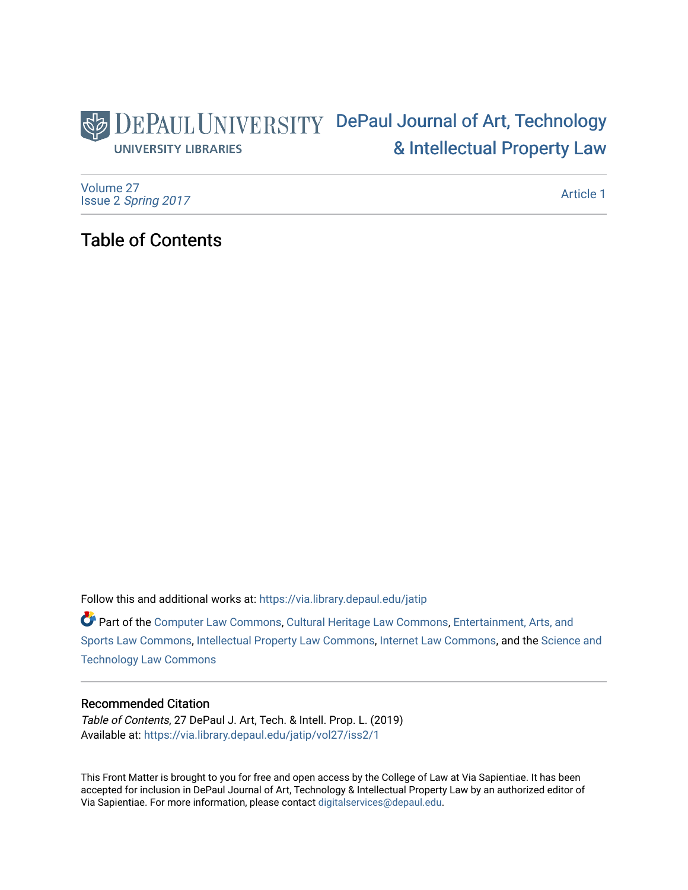DePaul University
UNIVERSITY LIBRARIES

DePaul Journal of Art, Technology & Intellectual Property Law

Volume 27
Issue 2 *Spring 2017*

Article 1

# Table of Contents

Follow this and additional works at: https://via.library.depaul.edu/jatip

Part of the Computer Law Commons, Cultural Heritage Law Commons, Entertainment, Arts, and Sports Law Commons, Intellectual Property Law Commons, Internet Law Commons, and the Science and Technology Law Commons

## Recommended Citation

*Table of Contents*, 27 DePaul J. Art, Tech. & Intell. Prop. L. (2019)
Available at: https://via.library.depaul.edu/jatip/vol27/iss2/1

This Front Matter is brought to you for free and open access by the College of Law at Via Sapientiae. It has been accepted for inclusion in DePaul Journal of Art, Technology & Intellectual Property Law by an authorized editor of Via Sapientiae. For more information, please contact digitalservices@depaul.edu.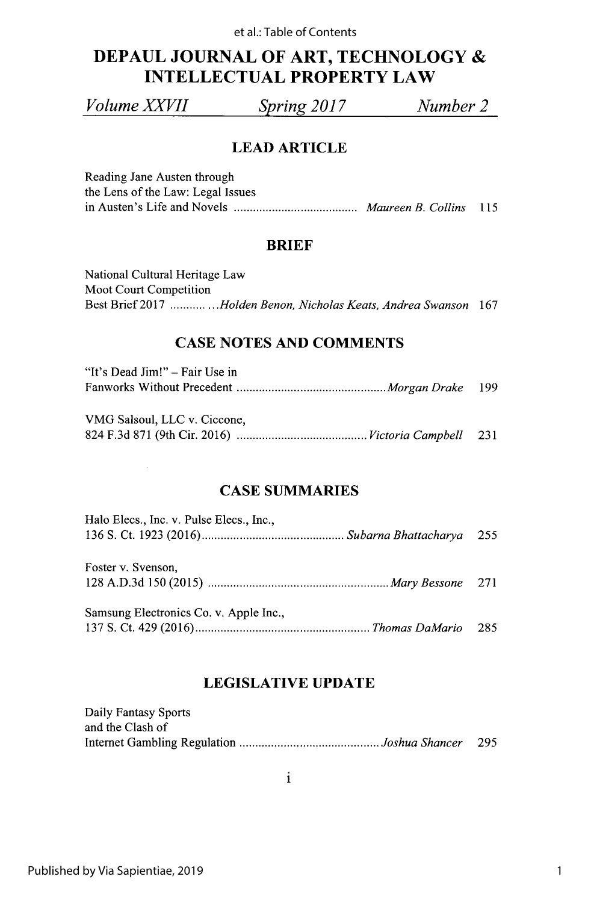# DEPAUL JOURNAL OF ART, TECHNOLOGY & INTELLECTUAL PROPERTY LAW

*Volume XXVII* | *Spring 2017* | *Number 2*

## LEAD ARTICLE

Reading Jane Austen through the Lens of the Law: Legal Issues in Austen's Life and Novels ....................................... *Maureen B. Collins* 115

## BRIEF

National Cultural Heritage Law Moot Court Competition Best Brief 2017 ........... ...*Holden Benon, Nicholas Keats, Andrea Swanson* 167

## CASE NOTES AND COMMENTS

"It's Dead Jim!" – Fair Use in Fanworks Without Precedent ............................................... *Morgan Drake* 199

VMG Salsoul, LLC v. Ciccone, 824 F.3d 871 (9th Cir. 2016) ......................................... *Victoria Campbell* 231

## CASE SUMMARIES

Halo Elecs., Inc. v. Pulse Elecs., Inc., 136 S. Ct. 1923 (2016)............................................ *Subarna Bhattacharya* 255

Foster v. Svenson, 128 A.D.3d 150 (2015) ......................................................... *Mary Bessone* 271

Samsung Electronics Co. v. Apple Inc., 137 S. Ct. 429 (2016)...................................................... *Thomas DaMario* 285

## LEGISLATIVE UPDATE

Daily Fantasy Sports and the Clash of Internet Gambling Regulation ............................................ *Joshua Shancer* 295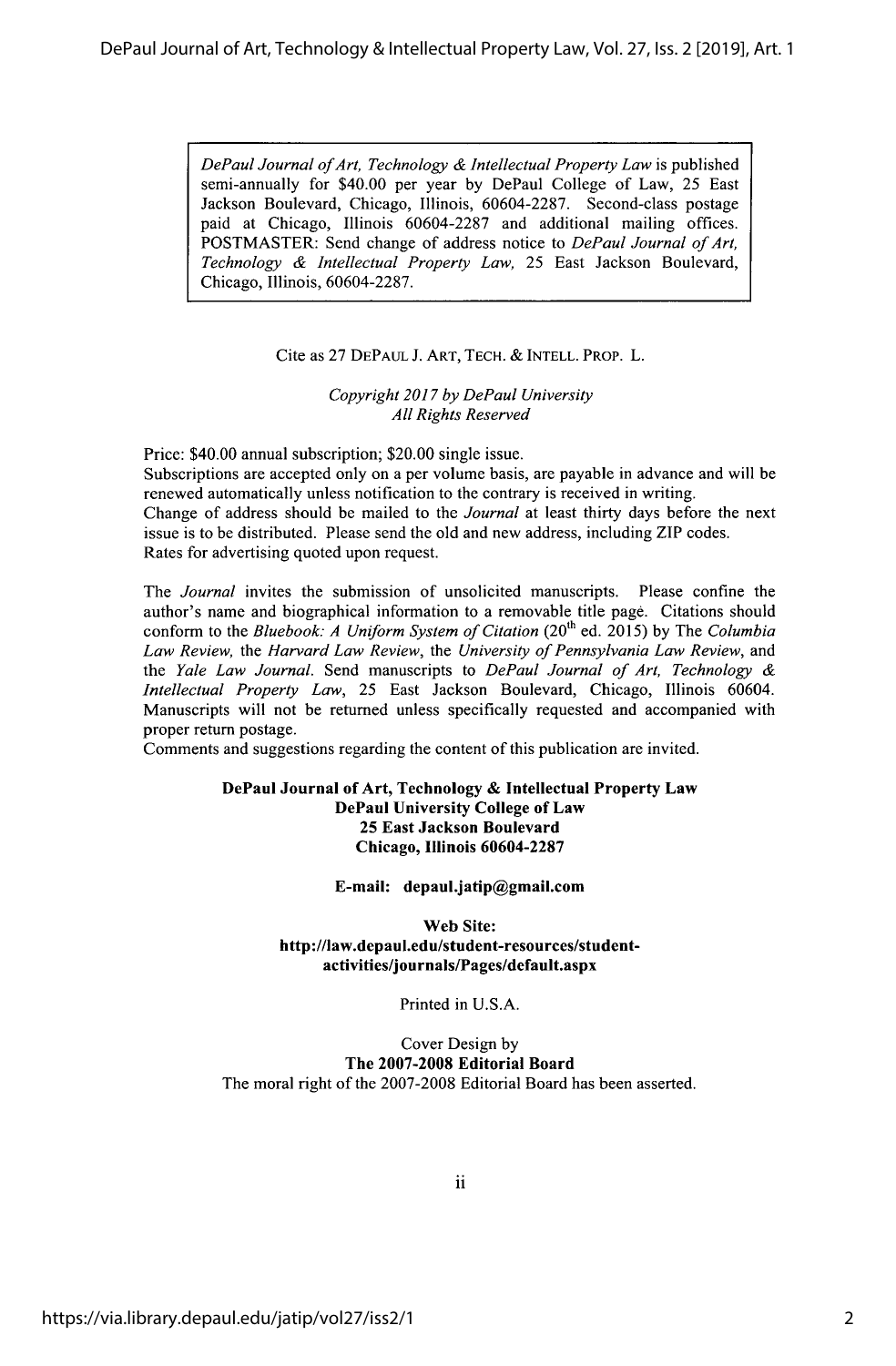*DePaul Journal of Art, Technology & Intellectual Property Law* is published semi-annually for $40.00 per year by DePaul College of Law, 25 East Jackson Boulevard, Chicago, Illinois, 60604-2287. Second-class postage paid at Chicago, Illinois 60604-2287 and additional mailing offices. POSTMASTER: Send change of address notice to *DePaul Journal of Art, Technology & Intellectual Property Law,* 25 East Jackson Boulevard, Chicago, Illinois, 60604-2287.

Cite as 27 DEPAUL J. ART, TECH. & INTELL. PROP. L.

*Copyright 2017 by DePaul University*
*All Rights Reserved*

Price: $40.00 annual subscription; $20.00 single issue.
Subscriptions are accepted only on a per volume basis, are payable in advance and will be renewed automatically unless notification to the contrary is received in writing.
Change of address should be mailed to the *Journal* at least thirty days before the next issue is to be distributed. Please send the old and new address, including ZIP codes.
Rates for advertising quoted upon request.

The *Journal* invites the submission of unsolicited manuscripts. Please confine the author's name and biographical information to a removable title page. Citations should conform to the *Bluebook: A Uniform System of Citation* (20th ed. 2015) by The *Columbia Law Review*, the *Harvard Law Review*, the *University of Pennsylvania Law Review*, and the *Yale Law Journal.* Send manuscripts to *DePaul Journal of Art, Technology & Intellectual Property Law,* 25 East Jackson Boulevard, Chicago, Illinois 60604. Manuscripts will not be returned unless specifically requested and accompanied with proper return postage.
Comments and suggestions regarding the content of this publication are invited.

**DePaul Journal of Art, Technology & Intellectual Property Law**
**DePaul University College of Law**
**25 East Jackson Boulevard**
**Chicago, Illinois 60604-2287**

**E-mail: depaul.jatip@gmail.com**

**Web Site:**
**http://law.depaul.edu/student-resources/student-activities/journals/Pages/default.aspx**

Printed in U.S.A.

Cover Design by
**The 2007-2008 Editorial Board**
The moral right of the 2007-2008 Editorial Board has been asserted.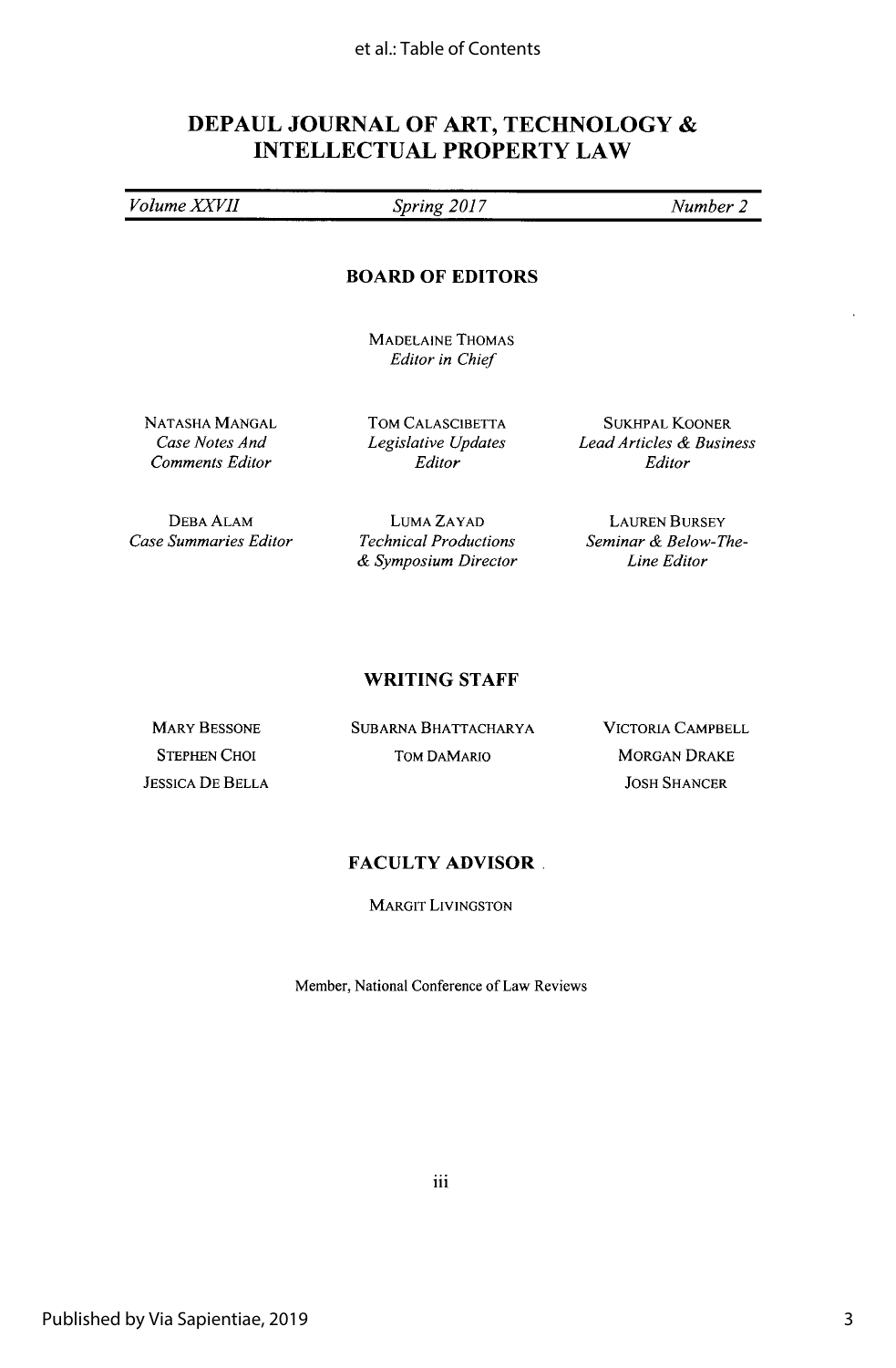# DEPAUL JOURNAL OF ART, TECHNOLOGY & INTELLECTUAL PROPERTY LAW

*Volume XXVII* | *Spring 2017* | *Number 2*

## BOARD OF EDITORS

MADELAINE THOMAS
*Editor in Chief*

NATASHA MANGAL
*Case Notes And Comments Editor*

TOM CALASCIBETTA
*Legislative Updates Editor*

SUKHPAL KOONER
*Lead Articles & Business Editor*

DEBA ALAM
*Case Summaries Editor*

LUMA ZAYAD
*Technical Productions & Symposium Director*

LAUREN BURSEY
*Seminar & Below-The-Line Editor*

## WRITING STAFF

MARY BESSONE
STEPHEN CHOI
JESSICA DE BELLA
SUBARNA BHATTACHARYA
TOM DAMARIO
VICTORIA CAMPBELL
MORGAN DRAKE
JOSH SHANCER

## FACULTY ADVISOR

MARGIT LIVINGSTON

Member, National Conference of Law Reviews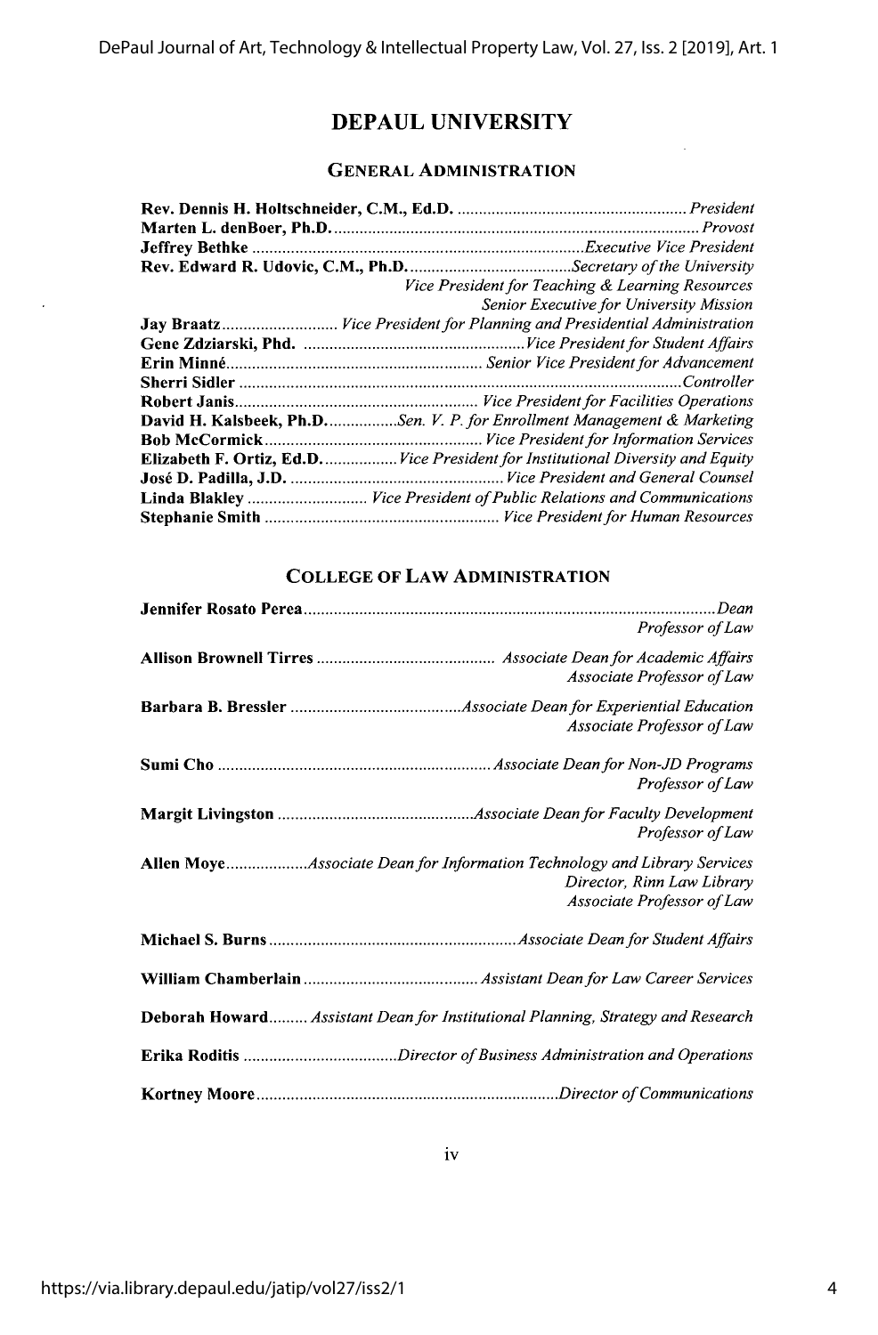# DEPAUL UNIVERSITY

## GENERAL ADMINISTRATION

**Rev. Dennis H. Holtschneider, C.M., Ed.D.** ........ *President*
**Marten L. denBoer, Ph.D.** ........ *Provost*
**Jeffrey Bethke** ........ *Executive Vice President*
**Rev. Edward R. Udovic, C.M., Ph.D.** ........ *Secretary of the University*
*Vice President for Teaching & Learning Resources*
*Senior Executive for University Mission*
**Jay Braatz** ........ *Vice President for Planning and Presidential Administration*
**Gene Zdziarski, Phd.** ........ *Vice President for Student Affairs*
**Erin Minné** ........ *Senior Vice President for Advancement*
**Sherri Sidler** ........ *Controller*
**Robert Janis** ........ *Vice President for Facilities Operations*
**David H. Kalsbeek, Ph.D.** ........ *Sen. V. P. for Enrollment Management & Marketing*
**Bob McCormick** ........ *Vice President for Information Services*
**Elizabeth F. Ortiz, Ed.D.** ........ *Vice President for Institutional Diversity and Equity*
**José D. Padilla, J.D.** ........ *Vice President and General Counsel*
**Linda Blakley** ........ *Vice President of Public Relations and Communications*
**Stephanie Smith** ........ *Vice President for Human Resources*

## COLLEGE OF LAW ADMINISTRATION

**Jennifer Rosato Perea** ........ *Dean*
*Professor of Law*

**Allison Brownell Tirres** ........ *Associate Dean for Academic Affairs*
*Associate Professor of Law*

**Barbara B. Bressler** ........ *Associate Dean for Experiential Education*
*Associate Professor of Law*

**Sumi Cho** ........ *Associate Dean for Non-JD Programs*
*Professor of Law*

**Margit Livingston** ........ *Associate Dean for Faculty Development*
*Professor of Law*

**Allen Moye** ........ *Associate Dean for Information Technology and Library Services*
*Director, Rinn Law Library*
*Associate Professor of Law*

**Michael S. Burns** ........ *Associate Dean for Student Affairs*

**William Chamberlain** ........ *Assistant Dean for Law Career Services*

**Deborah Howard** ........ *Assistant Dean for Institutional Planning, Strategy and Research*

**Erika Roditis** ........ *Director of Business Administration and Operations*

**Kortney Moore** ........ *Director of Communications*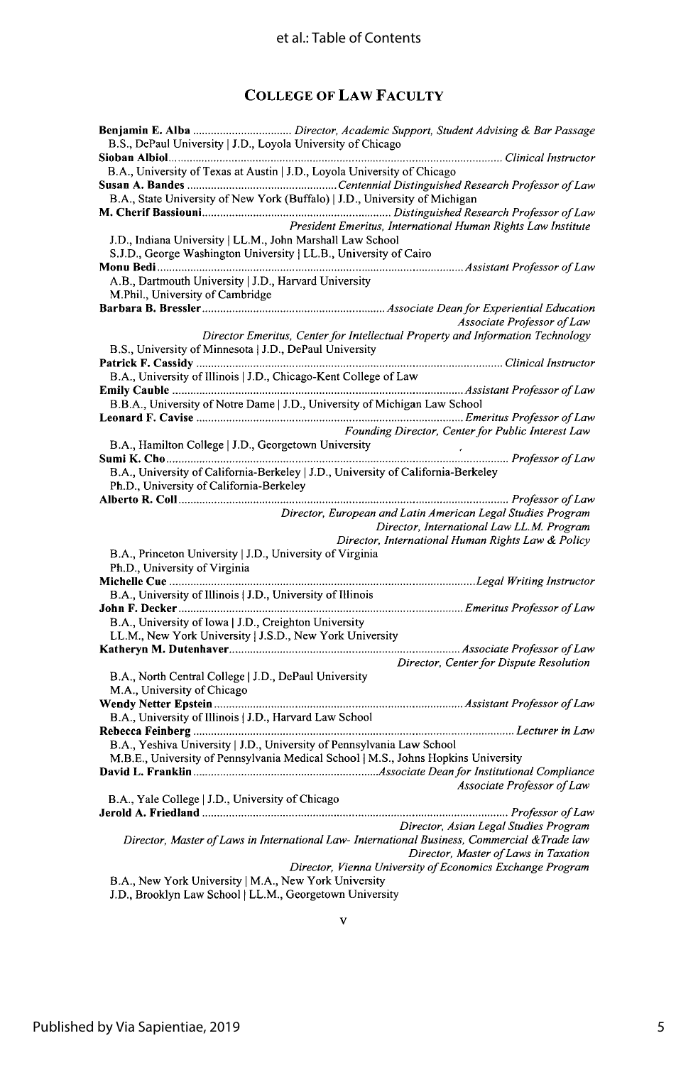## College of Law Faculty

**Benjamin E. Alba** ................................ *Director, Academic Support, Student Advising & Bar Passage*
B.S., DePaul University | J.D., Loyola University of Chicago

**Sioban Albiol** ................................ *Clinical Instructor*
B.A., University of Texas at Austin | J.D., Loyola University of Chicago

**Susan A. Bandes** ................................ *Centennial Distinguished Research Professor of Law*
B.A., State University of New York (Buffalo) | J.D., University of Michigan

**M. Cherif Bassiouni** ................................ *Distinguished Research Professor of Law*
*President Emeritus, International Human Rights Law Institute*
J.D., Indiana University | LL.M., John Marshall Law School
S.J.D., George Washington University | LL.B., University of Cairo

**Monu Bedi** ................................ *Assistant Professor of Law*
A.B., Dartmouth University | J.D., Harvard University
M.Phil., University of Cambridge

**Barbara B. Bressler** ................................ *Associate Dean for Experiential Education*
*Associate Professor of Law*
*Director Emeritus, Center for Intellectual Property and Information Technology*
B.S., University of Minnesota | J.D., DePaul University

**Patrick F. Cassidy** ................................ *Clinical Instructor*
B.A., University of Illinois | J.D., Chicago-Kent College of Law

**Emily Cauble** ................................ *Assistant Professor of Law*
B.B.A., University of Notre Dame | J.D., University of Michigan Law School

**Leonard F. Cavise** ................................ *Emeritus Professor of Law*
*Founding Director, Center for Public Interest Law*
B.A., Hamilton College | J.D., Georgetown University

**Sumi K. Cho** ................................ *Professor of Law*
B.A., University of California-Berkeley | J.D., University of California-Berkeley
Ph.D., University of California-Berkeley

**Alberto R. Coll** ................................ *Professor of Law*
*Director, European and Latin American Legal Studies Program*
*Director, International Law LL.M. Program*
*Director, International Human Rights Law & Policy*
B.A., Princeton University | J.D., University of Virginia
Ph.D., University of Virginia

**Michelle Cue** ................................ *Legal Writing Instructor*
B.A., University of Illinois | J.D., University of Illinois

**John F. Decker** ................................ *Emeritus Professor of Law*
B.A., University of Iowa | J.D., Creighton University
LL.M., New York University | J.S.D., New York University

**Katheryn M. Dutenhaver** ................................ *Associate Professor of Law*
*Director, Center for Dispute Resolution*
B.A., North Central College | J.D., DePaul University
M.A., University of Chicago

**Wendy Netter Epstein** ................................ *Assistant Professor of Law*
B.A., University of Illinois | J.D., Harvard Law School

**Rebecca Feinberg** ................................ *Lecturer in Law*
B.A., Yeshiva University | J.D., University of Pennsylvania Law School
M.B.E., University of Pennsylvania Medical School | M.S., Johns Hopkins University

**David L. Franklin** ................................ *Associate Dean for Institutional Compliance*
*Associate Professor of Law*
B.A., Yale College | J.D., University of Chicago

**Jerold A. Friedland** ................................ *Professor of Law*
*Director, Asian Legal Studies Program*
*Director, Master of Laws in International Law- International Business, Commercial &Trade law*
*Director, Master of Laws in Taxation*
*Director, Vienna University of Economics Exchange Program*
B.A., New York University | M.A., New York University
J.D., Brooklyn Law School | LL.M., Georgetown University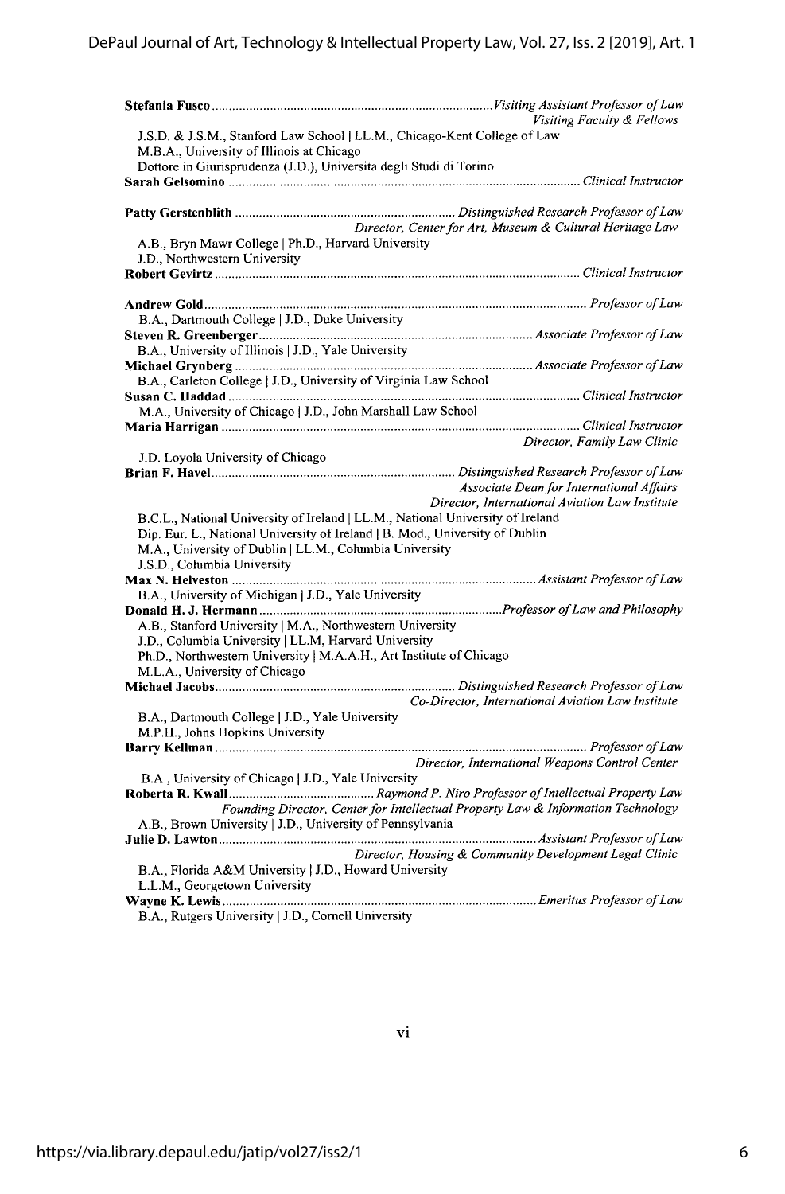**Stefania Fusco** ................................................................................. *Visiting Assistant Professor of Law*
*Visiting Faculty & Fellows*
J.S.D. & J.S.M., Stanford Law School | LL.M., Chicago-Kent College of Law
M.B.A., University of Illinois at Chicago
Dottore in Giurisprudenza (J.D.), Universita degli Studi di Torino

**Sarah Gelsomino** ................................................................................................. *Clinical Instructor*

**Patty Gerstenblith** ................................................................ *Distinguished Research Professor of Law*
*Director, Center for Art, Museum & Cultural Heritage Law*
A.B., Bryn Mawr College | Ph.D., Harvard University
J.D., Northwestern University

**Robert Gevirtz** ....................................................................................................... *Clinical Instructor*

**Andrew Gold** ......................................................................................................... *Professor of Law*
B.A., Dartmouth College | J.D., Duke University

**Steven R. Greenberger** ................................................................................ *Associate Professor of Law*
B.A., University of Illinois | J.D., Yale University

**Michael Grynberg** ....................................................................................... *Associate Professor of Law*
B.A., Carleton College | J.D., University of Virginia Law School

**Susan C. Haddad** .................................................................................................. *Clinical Instructor*
M.A., University of Chicago | J.D., John Marshall Law School

**Maria Harrigan** ..................................................................................................... *Clinical Instructor*
*Director, Family Law Clinic*
J.D. Loyola University of Chicago

**Brian F. Havel** ..................................................................... *Distinguished Research Professor of Law*
*Associate Dean for International Affairs*
*Director, International Aviation Law Institute*
B.C.L., National University of Ireland | LL.M., National University of Ireland
Dip. Eur. L., National University of Ireland | B. Mod., University of Dublin
M.A., University of Dublin | LL.M., Columbia University
J.S.D., Columbia University

**Max N. Helveston** ........................................................................................ *Assistant Professor of Law*
B.A., University of Michigan | J.D., Yale University

**Donald H. J. Hermann** ...................................................................... *Professor of Law and Philosophy*
A.B., Stanford University | M.A., Northwestern University
J.D., Columbia University | LL.M, Harvard University
Ph.D., Northwestern University | M.A.A.H., Art Institute of Chicago
M.L.A., University of Chicago

**Michael Jacobs** ..................................................................... *Distinguished Research Professor of Law*
*Co-Director, International Aviation Law Institute*
B.A., Dartmouth College | J.D., Yale University
M.P.H., Johns Hopkins University

**Barry Kellman** ........................................................................................................ *Professor of Law*
*Director, International Weapons Control Center*
B.A., University of Chicago | J.D., Yale University

**Roberta R. Kwall** .......................................... *Raymond P. Niro Professor of Intellectual Property Law*
*Founding Director, Center for Intellectual Property Law & Information Technology*
A.B., Brown University | J.D., University of Pennsylvania

**Julie D. Lawton** .......................................................................................... *Assistant Professor of Law*
*Director, Housing & Community Development Legal Clinic*
B.A., Florida A&M University | J.D., Howard University
L.L.M., Georgetown University

**Wayne K. Lewis** ......................................................................................... *Emeritus Professor of Law*
B.A., Rutgers University | J.D., Cornell University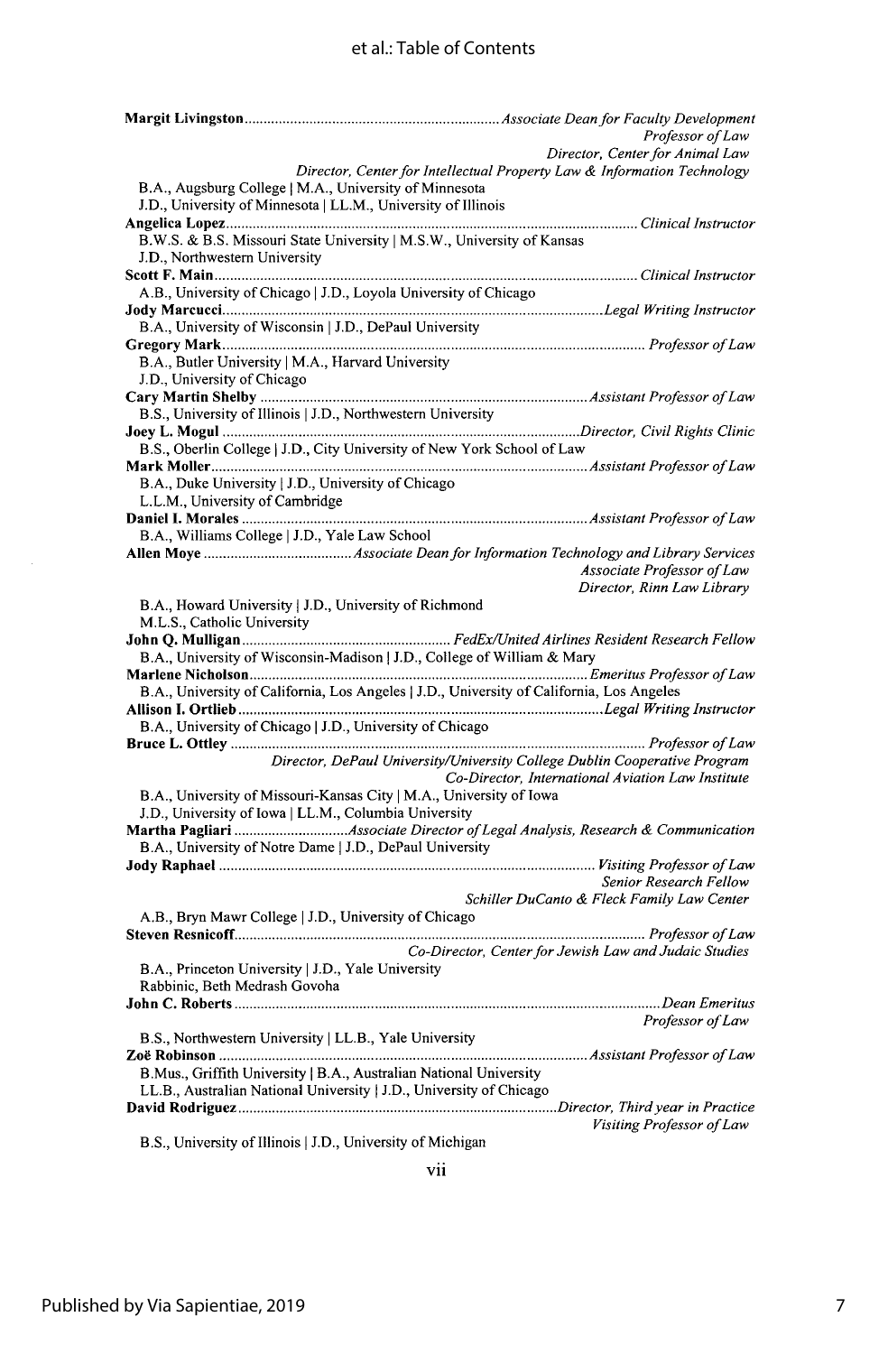**Margit Livingston** ........ *Associate Dean for Faculty Development*
*Professor of Law*
*Director, Center for Animal Law*
*Director, Center for Intellectual Property Law & Information Technology*
B.A., Augsburg College | M.A., University of Minnesota
J.D., University of Minnesota | LL.M., University of Illinois

**Angelica Lopez** ........ *Clinical Instructor*
B.W.S. & B.S. Missouri State University | M.S.W., University of Kansas
J.D., Northwestern University

**Scott F. Main** ........ *Clinical Instructor*
A.B., University of Chicago | J.D., Loyola University of Chicago

**Jody Marcucci** ........ *Legal Writing Instructor*
B.A., University of Wisconsin | J.D., DePaul University

**Gregory Mark** ........ *Professor of Law*
B.A., Butler University | M.A., Harvard University
J.D., University of Chicago

**Cary Martin Shelby** ........ *Assistant Professor of Law*
B.S., University of Illinois | J.D., Northwestern University

**Joey L. Mogul** ........ *Director, Civil Rights Clinic*
B.S., Oberlin College | J.D., City University of New York School of Law

**Mark Moller** ........ *Assistant Professor of Law*
B.A., Duke University | J.D., University of Chicago
L.L.M., University of Cambridge

**Daniel I. Morales** ........ *Assistant Professor of Law*
B.A., Williams College | J.D., Yale Law School

**Allen Moye** ........ *Associate Dean for Information Technology and Library Services*
*Associate Professor of Law*
*Director, Rinn Law Library*
B.A., Howard University | J.D., University of Richmond
M.L.S., Catholic University

**John Q. Mulligan** ........ *FedEx/United Airlines Resident Research Fellow*
B.A., University of Wisconsin-Madison | J.D., College of William & Mary

**Marlene Nicholson** ........ *Emeritus Professor of Law*
B.A., University of California, Los Angeles | J.D., University of California, Los Angeles

**Allison I. Ortlieb** ........ *Legal Writing Instructor*
B.A., University of Chicago | J.D., University of Chicago

**Bruce L. Ottley** ........ *Professor of Law*
*Director, DePaul University/University College Dublin Cooperative Program*
*Co-Director, International Aviation Law Institute*
B.A., University of Missouri-Kansas City | M.A., University of Iowa
J.D., University of Iowa | LL.M., Columbia University

**Martha Pagliari** ........ *Associate Director of Legal Analysis, Research & Communication*
B.A., University of Notre Dame | J.D., DePaul University

**Jody Raphael** ........ *Visiting Professor of Law*
*Senior Research Fellow*
*Schiller DuCanto & Fleck Family Law Center*
A.B., Bryn Mawr College | J.D., University of Chicago

**Steven Resnicoff** ........ *Professor of Law*
*Co-Director, Center for Jewish Law and Judaic Studies*
B.A., Princeton University | J.D., Yale University
Rabbinic, Beth Medrash Govoha

**John C. Roberts** ........ *Dean Emeritus*
*Professor of Law*
B.S., Northwestern University | LL.B., Yale University

**Zoë Robinson** ........ *Assistant Professor of Law*
B.Mus., Griffith University | B.A., Australian National University
LL.B., Australian National University | J.D., University of Chicago

**David Rodriguez** ........ *Director, Third year in Practice*
*Visiting Professor of Law*
B.S., University of Illinois | J.D., University of Michigan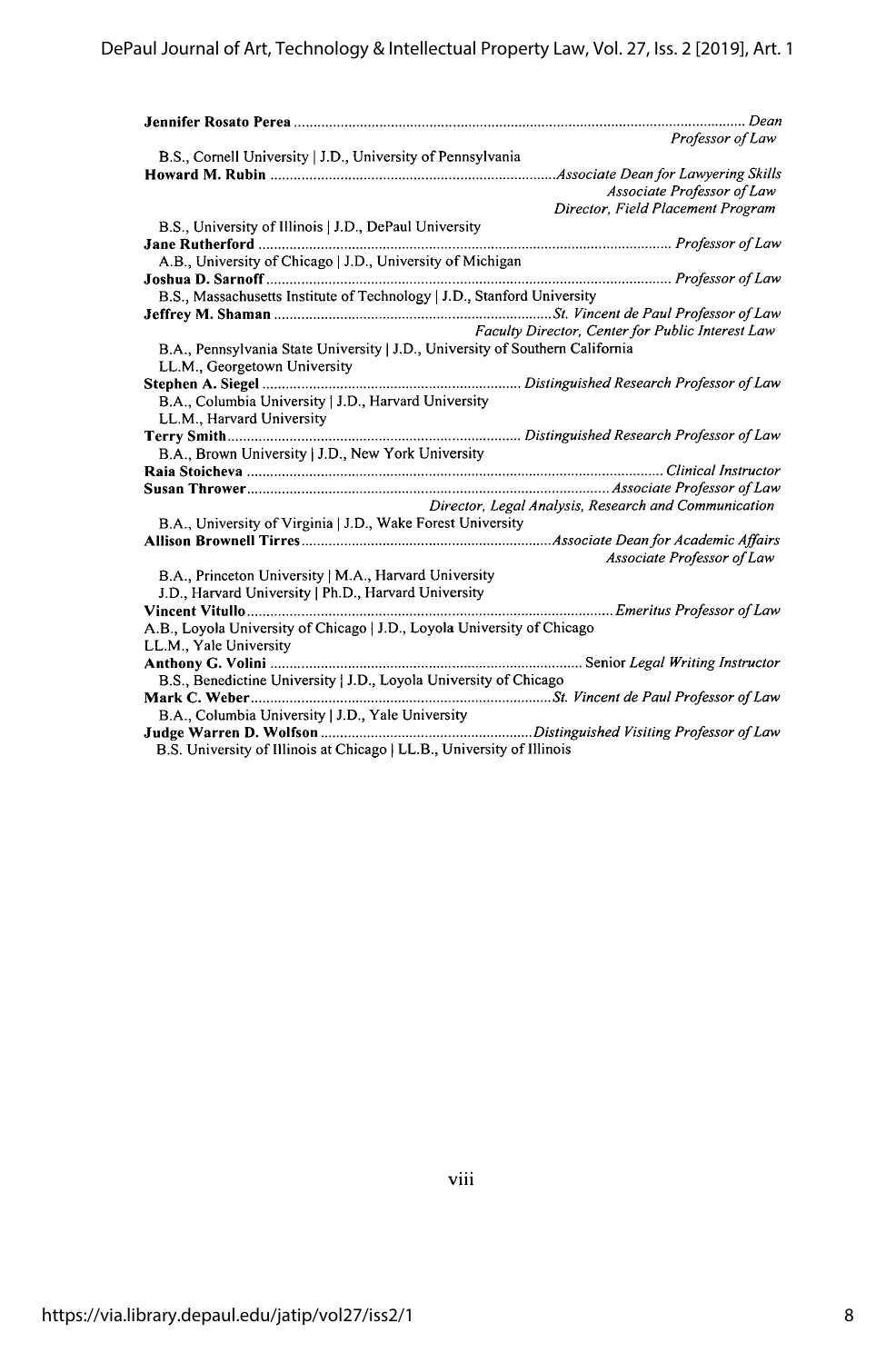**Jennifer Rosato Perea** ........................................................................................................ *Dean*
*Professor of Law*
B.S., Cornell University | J.D., University of Pennsylvania

**Howard M. Rubin** ..........................................................................*Associate Dean for Lawyering Skills*
*Associate Professor of Law*
*Director, Field Placement Program*
B.S., University of Illinois | J.D., DePaul University

**Jane Rutherford** .......................................................................................................... *Professor of Law*
A.B., University of Chicago | J.D., University of Michigan

**Joshua D. Sarnoff** ........................................................................................................ *Professor of Law*
B.S., Massachusetts Institute of Technology | J.D., Stanford University

**Jeffrey M. Shaman** ........................................................................*St. Vincent de Paul Professor of Law*
*Faculty Director, Center for Public Interest Law*
B.A., Pennsylvania State University | J.D., University of Southern California
LL.M., Georgetown University

**Stephen A. Siegel** ................................................................... *Distinguished Research Professor of Law*
B.A., Columbia University | J.D., Harvard University
LL.M., Harvard University

**Terry Smith** ............................................................................ *Distinguished Research Professor of Law*
B.A., Brown University | J.D., New York University

**Raia Stoicheva** ........................................................................................................... *Clinical Instructor*

**Susan Thrower** ............................................................................................... *Associate Professor of Law*
*Director, Legal Analysis, Research and Communication*
B.A., University of Virginia | J.D., Wake Forest University

**Allison Brownell Tirres** ..................................................................*Associate Dean for Academic Affairs*
*Associate Professor of Law*
B.A., Princeton University | M.A., Harvard University
J.D., Harvard University | Ph.D., Harvard University

**Vincent Vitullo** ..............................................................................................*Emeritus Professor of Law*
A.B., Loyola University of Chicago | J.D., Loyola University of Chicago
LL.M., Yale University

**Anthony G. Volini** ................................................................................. Senior *Legal Writing Instructor*
B.S., Benedictine University | J.D., Loyola University of Chicago

**Mark C. Weber** ..............................................................................*St. Vincent de Paul Professor of Law*
B.A., Columbia University | J.D., Yale University

**Judge Warren D. Wolfson** .......................................................*Distinguished Visiting Professor of Law*
B.S. University of Illinois at Chicago | LL.B., University of Illinois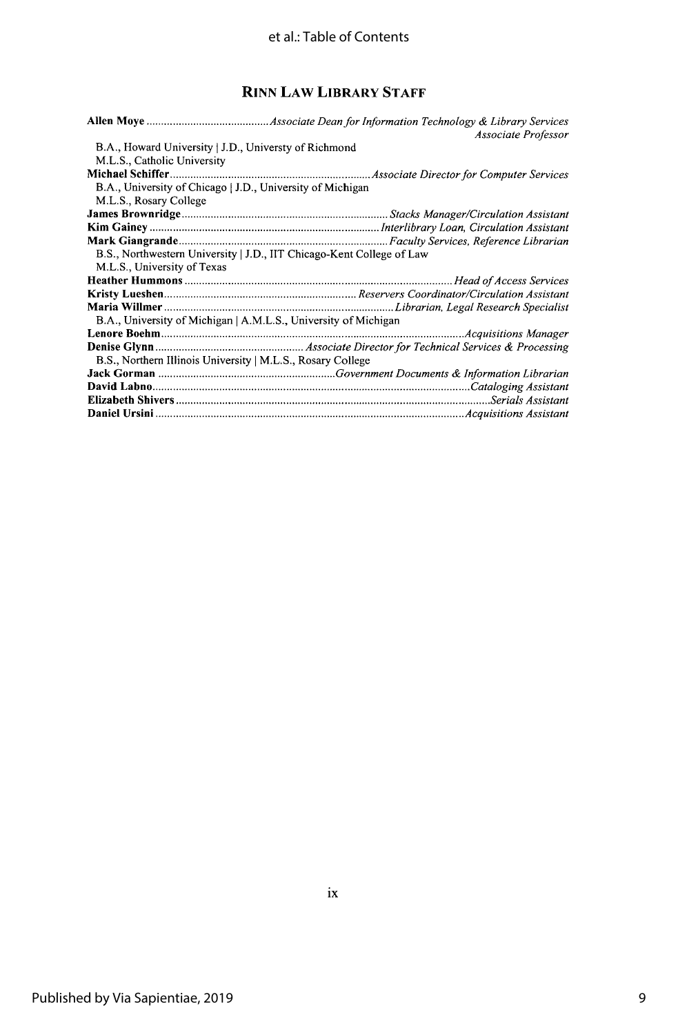## Rinn Law Library Staff

**Allen Moye** ............ *Associate Dean for Information Technology & Library Services*
*Associate Professor*

B.A., Howard University | J.D., Universty of Richmond
M.L.S., Catholic University

**Michael Schiffer** ............ *Associate Director for Computer Services*

B.A., University of Chicago | J.D., University of Michigan
M.L.S., Rosary College

**James Brownridge** ............ *Stacks Manager/Circulation Assistant*

**Kim Gainey** ............ *Interlibrary Loan, Circulation Assistant*

**Mark Giangrande** ............ *Faculty Services, Reference Librarian*

B.S., Northwestern University | J.D., IIT Chicago-Kent College of Law
M.L.S., University of Texas

**Heather Hummons** ............ *Head of Access Services*

**Kristy Lueshen** ............ *Reservers Coordinator/Circulation Assistant*

**Maria Willmer** ............ *Librarian, Legal Research Specialist*

B.A., University of Michigan | A.M.L.S., University of Michigan

**Lenore Boehm** ............ *Acquisitions Manager*

**Denise Glynn** ............ *Associate Director for Technical Services & Processing*

B.S., Northern Illinois University | M.L.S., Rosary College

**Jack Gorman** ............ *Government Documents & Information Librarian*

**David Labno** ............ *Cataloging Assistant*

**Elizabeth Shivers** ............ *Serials Assistant*

**Daniel Ursini** ............ *Acquisitions Assistant*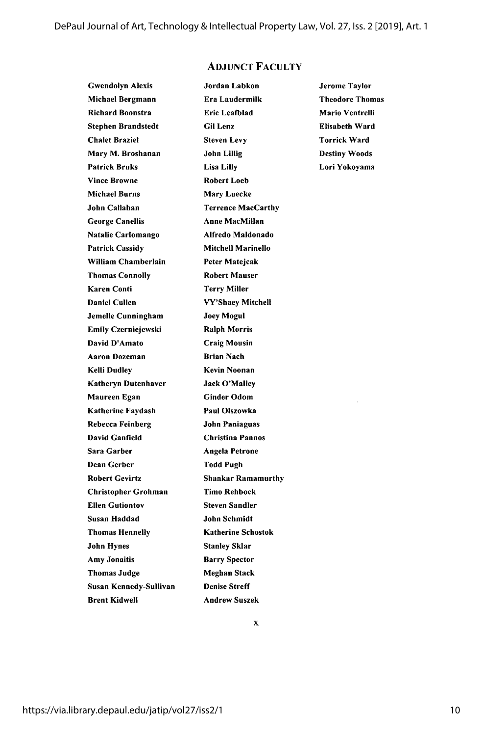## ADJUNCT FACULTY

Gwendolyn Alexis
Michael Bergmann
Richard Boonstra
Stephen Brandstedt
Chalet Braziel
Mary M. Broshanan
Patrick Bruks
Vince Browne
Michael Burns
John Callahan
George Canellis
Natalie Carlomango
Patrick Cassidy
William Chamberlain
Thomas Connolly
Karen Conti
Daniel Cullen
Jemelle Cunningham
Emily Czerniejewski
David D'Amato
Aaron Dozeman
Kelli Dudley
Katheryn Dutenhaver
Maureen Egan
Katherine Faydash
Rebecca Feinberg
David Ganfield
Sara Garber
Dean Gerber
Robert Gevirtz
Christopher Grohman
Ellen Gutiontov
Susan Haddad
Thomas Hennelly
John Hynes
Amy Jonaitis
Thomas Judge
Susan Kennedy-Sullivan
Brent Kidwell
Jordan Labkon
Era Laudermilk
Eric Leafblad
Gil Lenz
Steven Levy
John Lillig
Lisa Lilly
Robert Loeb
Mary Luecke
Terrence MacCarthy
Anne MacMillan
Alfredo Maldonado
Mitchell Marinello
Peter Matejcak
Robert Mauser
Terry Miller
VY'Shaey Mitchell
Joey Mogul
Ralph Morris
Craig Mousin
Brian Nach
Kevin Noonan
Jack O'Malley
Ginder Odom
Paul Olszowka
John Paniaguas
Christina Pannos
Angela Petrone
Todd Pugh
Shankar Ramamurthy
Timo Rehbock
Steven Sandler
John Schmidt
Katherine Schostok
Stanley Sklar
Barry Spector
Meghan Stack
Denise Streff
Andrew Suszek
Jerome Taylor
Theodore Thomas
Mario Ventrelli
Elisabeth Ward
Torrick Ward
Destiny Woods
Lori Yokoyama